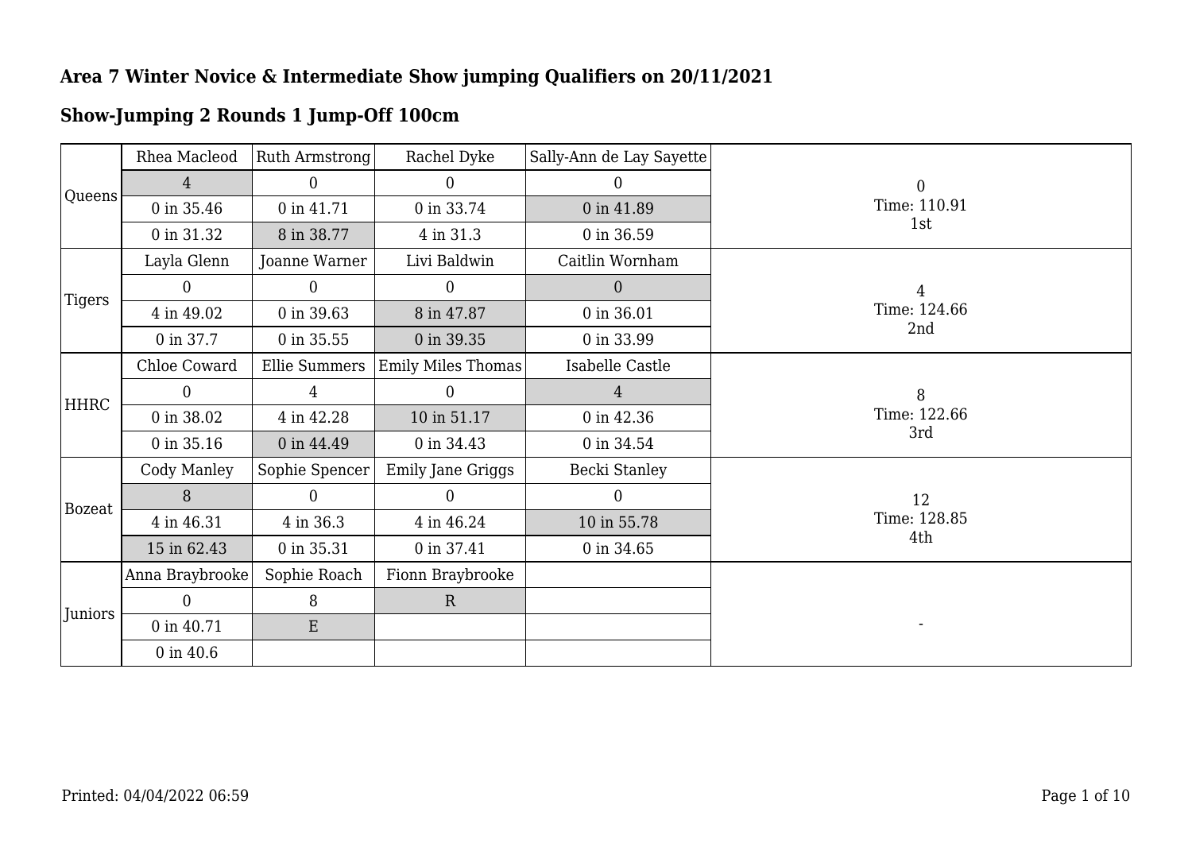## Area 7 Winter Novice & Intermediate Show jumping Qualifiers on 20/11/2021

## Show-Jumping 2 Rounds 1 Jump-Off 100cm

| | | | | | |
|---|---|---|---|---|---|
| Queens | Rhea Macleod | Ruth Armstrong | Rachel Dyke | Sally-Ann de Lay Sayette | 0<br>Time: 110.91<br>1st |
| | 4 | 0 | 0 | 0 | |
| | 0 in 35.46 | 0 in 41.71 | 0 in 33.74 | 0 in 41.89 | |
| | 0 in 31.32 | 8 in 38.77 | 4 in 31.3 | 0 in 36.59 | |
| Tigers | Layla Glenn | Joanne Warner | Livi Baldwin | Caitlin Wornham | 4<br>Time: 124.66<br>2nd |
| | 0 | 0 | 0 | 0 | |
| | 4 in 49.02 | 0 in 39.63 | 8 in 47.87 | 0 in 36.01 | |
| | 0 in 37.7 | 0 in 35.55 | 0 in 39.35 | 0 in 33.99 | |
| HHRC | Chloe Coward | Ellie Summers | Emily Miles Thomas | Isabelle Castle | 8<br>Time: 122.66<br>3rd |
| | 0 | 4 | 0 | 4 | |
| | 0 in 38.02 | 4 in 42.28 | 10 in 51.17 | 0 in 42.36 | |
| | 0 in 35.16 | 0 in 44.49 | 0 in 34.43 | 0 in 34.54 | |
| Bozeat | Cody Manley | Sophie Spencer | Emily Jane Griggs | Becki Stanley | 12<br>Time: 128.85<br>4th |
| | 8 | 0 | 0 | 0 | |
| | 4 in 46.31 | 4 in 36.3 | 4 in 46.24 | 10 in 55.78 | |
| | 15 in 62.43 | 0 in 35.31 | 0 in 37.41 | 0 in 34.65 | |
| Juniors | Anna Braybrooke | Sophie Roach | Fionn Braybrooke | | - |
| | 0 | 8 | R | | |
| | 0 in 40.71 | E | | | |
| | 0 in 40.6 | | | | |

Printed: 04/04/2022 06:59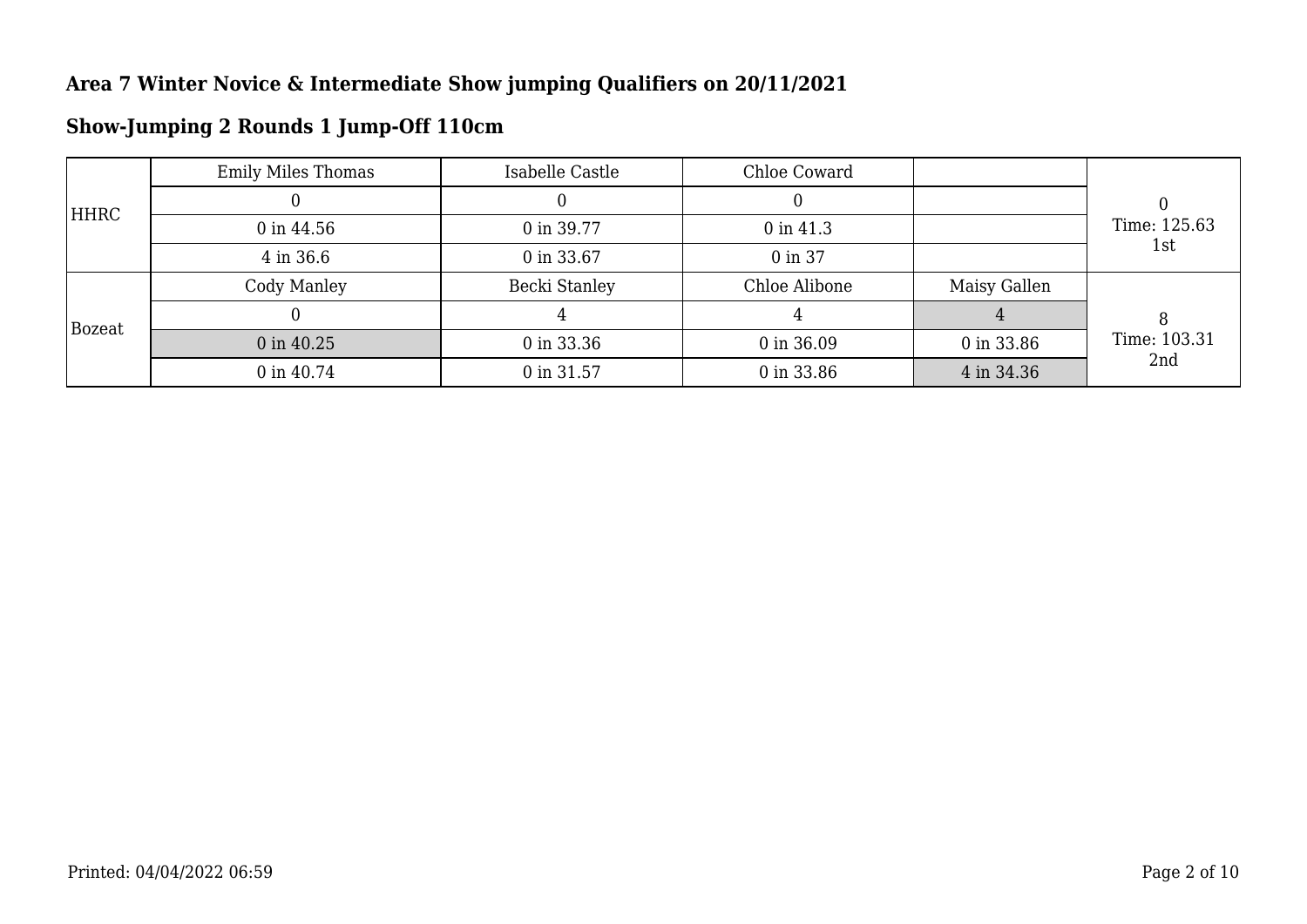**Area 7 Winter Novice & Intermediate Show jumping Qualifiers on 20/11/2021**

**Show-Jumping 2 Rounds 1 Jump-Off 110cm**

| Team | Rider 1 | Rider 2 | Rider 3 | Rider 4 | Result |
|---|---|---|---|---|---|
| HHRC | Emily Miles Thomas | Isabelle Castle | Chloe Coward | | 0<br>Time: 125.63<br>1st |
| | 0 | 0 | 0 | | |
| | 0 in 44.56 | 0 in 39.77 | 0 in 41.3 | | |
| | 4 in 36.6 | 0 in 33.67 | 0 in 37 | | |
| Bozeat | Cody Manley | Becki Stanley | Chloe Alibone | Maisy Gallen | 8<br>Time: 103.31<br>2nd |
| | 0 | 4 | 4 | 4 | |
| | 0 in 40.25 | 0 in 33.36 | 0 in 36.09 | 0 in 33.86 | |
| | 0 in 40.74 | 0 in 31.57 | 0 in 33.86 | 4 in 34.36 | |

Printed: 04/04/2022 06:59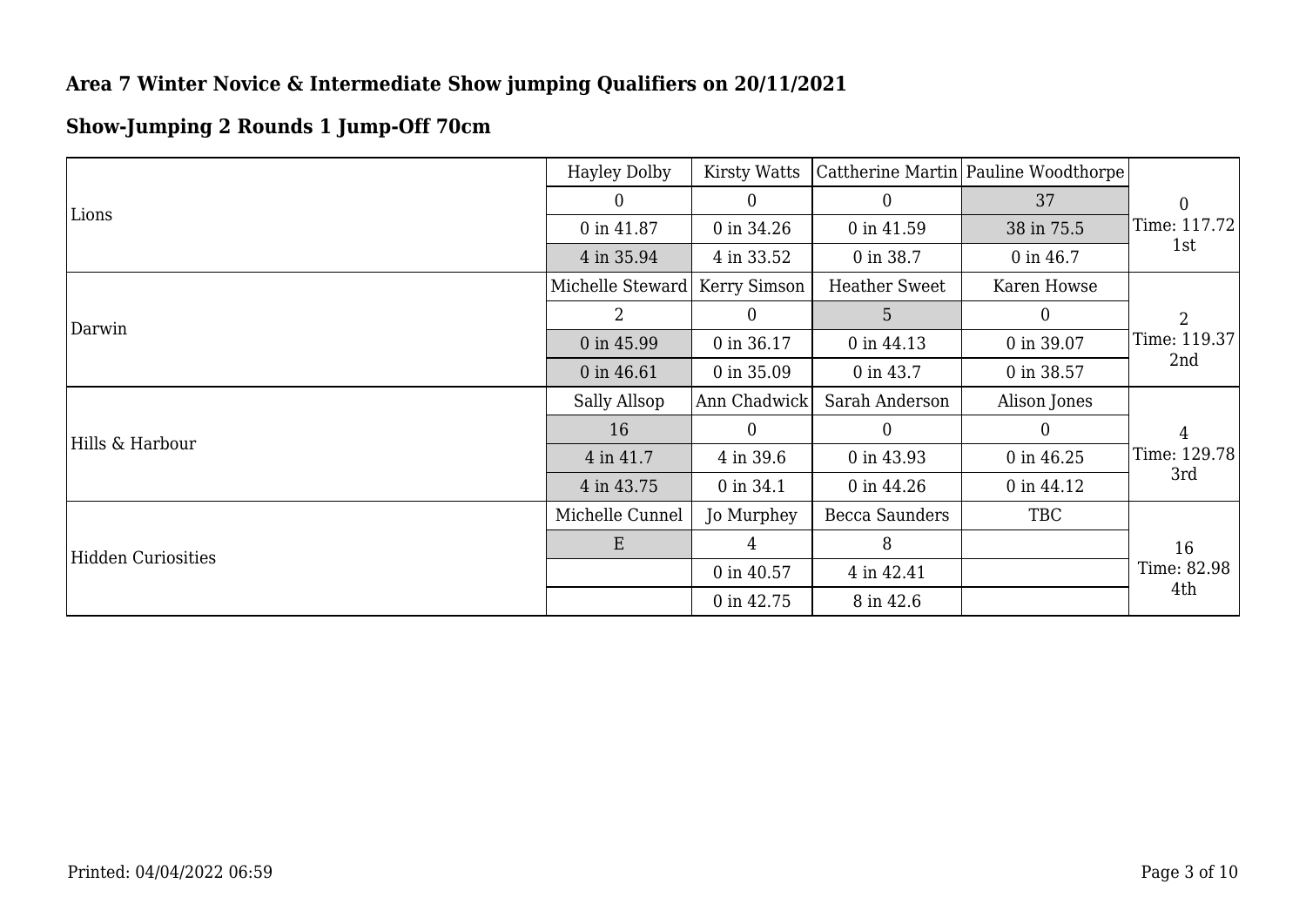## Area 7 Winter Novice & Intermediate Show jumping Qualifiers on 20/11/2021

## Show-Jumping 2 Rounds 1 Jump-Off 70cm

| Team | | | | | Result |
|---|---|---|---|---|---|
| Lions | Hayley Dolby | Kirsty Watts | Cattherine Martin | Pauline Woodthorpe | 0 Time: 117.72 1st |
| | 0 | 0 | 0 | 37 | |
| | 0 in 41.87 | 0 in 34.26 | 0 in 41.59 | 38 in 75.5 | |
| | 4 in 35.94 | 4 in 33.52 | 0 in 38.7 | 0 in 46.7 | |
| Darwin | Michelle Steward | Kerry Simson | Heather Sweet | Karen Howse | 2 Time: 119.37 2nd |
| | 2 | 0 | 5 | 0 | |
| | 0 in 45.99 | 0 in 36.17 | 0 in 44.13 | 0 in 39.07 | |
| | 0 in 46.61 | 0 in 35.09 | 0 in 43.7 | 0 in 38.57 | |
| Hills & Harbour | Sally Allsop | Ann Chadwick | Sarah Anderson | Alison Jones | 4 Time: 129.78 3rd |
| | 16 | 0 | 0 | 0 | |
| | 4 in 41.7 | 4 in 39.6 | 0 in 43.93 | 0 in 46.25 | |
| | 4 in 43.75 | 0 in 34.1 | 0 in 44.26 | 0 in 44.12 | |
| Hidden Curiosities | Michelle Cunnel | Jo Murphey | Becca Saunders | TBC | 16 Time: 82.98 4th |
| | E | 4 | 8 | | |
| | | 0 in 40.57 | 4 in 42.41 | | |
| | | 0 in 42.75 | 8 in 42.6 | | |

Printed: 04/04/2022 06:59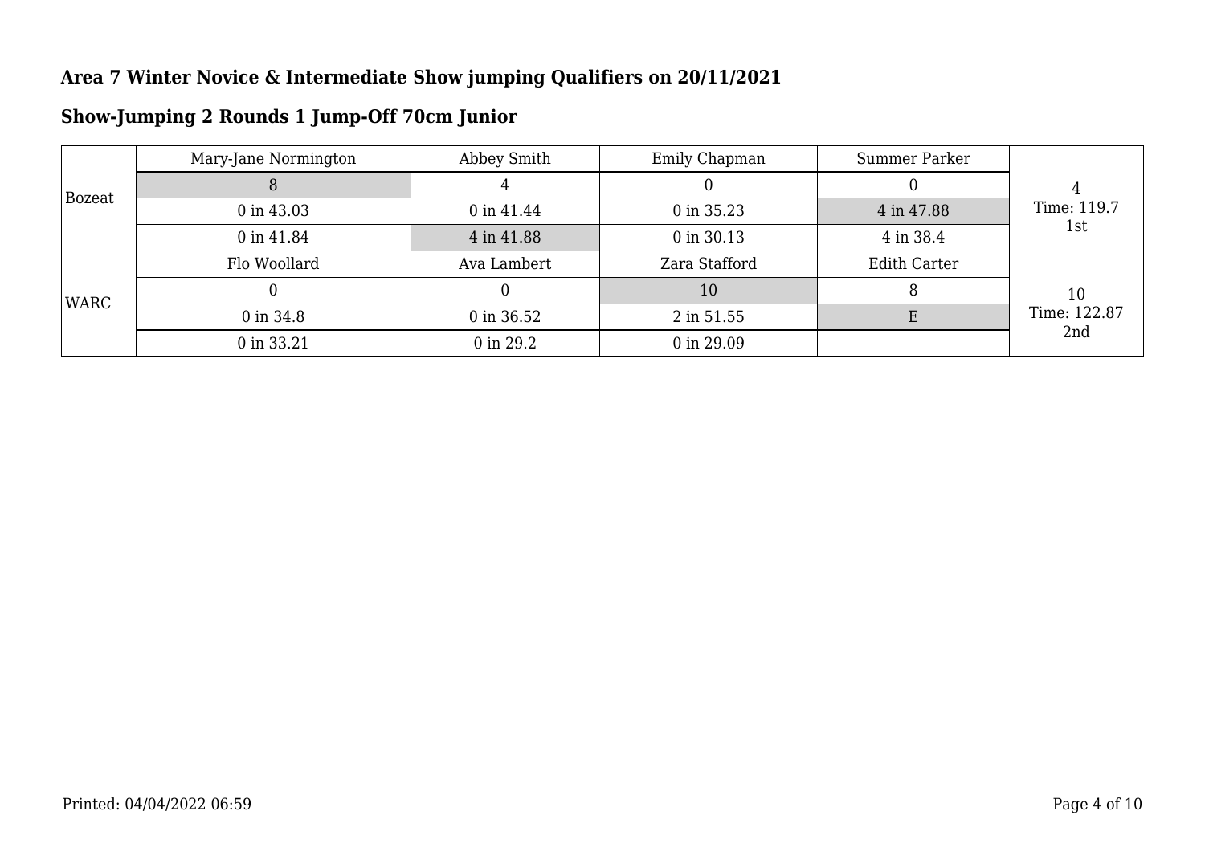## Area 7 Winter Novice & Intermediate Show jumping Qualifiers on 20/11/2021

## Show-Jumping 2 Rounds 1 Jump-Off 70cm Junior

| Team | | | | | Result |
|---|---|---|---|---|---|
| Bozeat | Mary-Jane Normington | Abbey Smith | Emily Chapman | Summer Parker | 4<br>Time: 119.7<br>1st |
| | 8 | 4 | 0 | 0 | |
| | 0 in 43.03 | 0 in 41.44 | 0 in 35.23 | 4 in 47.88 | |
| | 0 in 41.84 | 4 in 41.88 | 0 in 30.13 | 4 in 38.4 | |
| WARC | Flo Woollard | Ava Lambert | Zara Stafford | Edith Carter | 10<br>Time: 122.87<br>2nd |
| | 0 | 0 | 10 | 8 | |
| | 0 in 34.8 | 0 in 36.52 | 2 in 51.55 | E | |
| | 0 in 33.21 | 0 in 29.2 | 0 in 29.09 | | |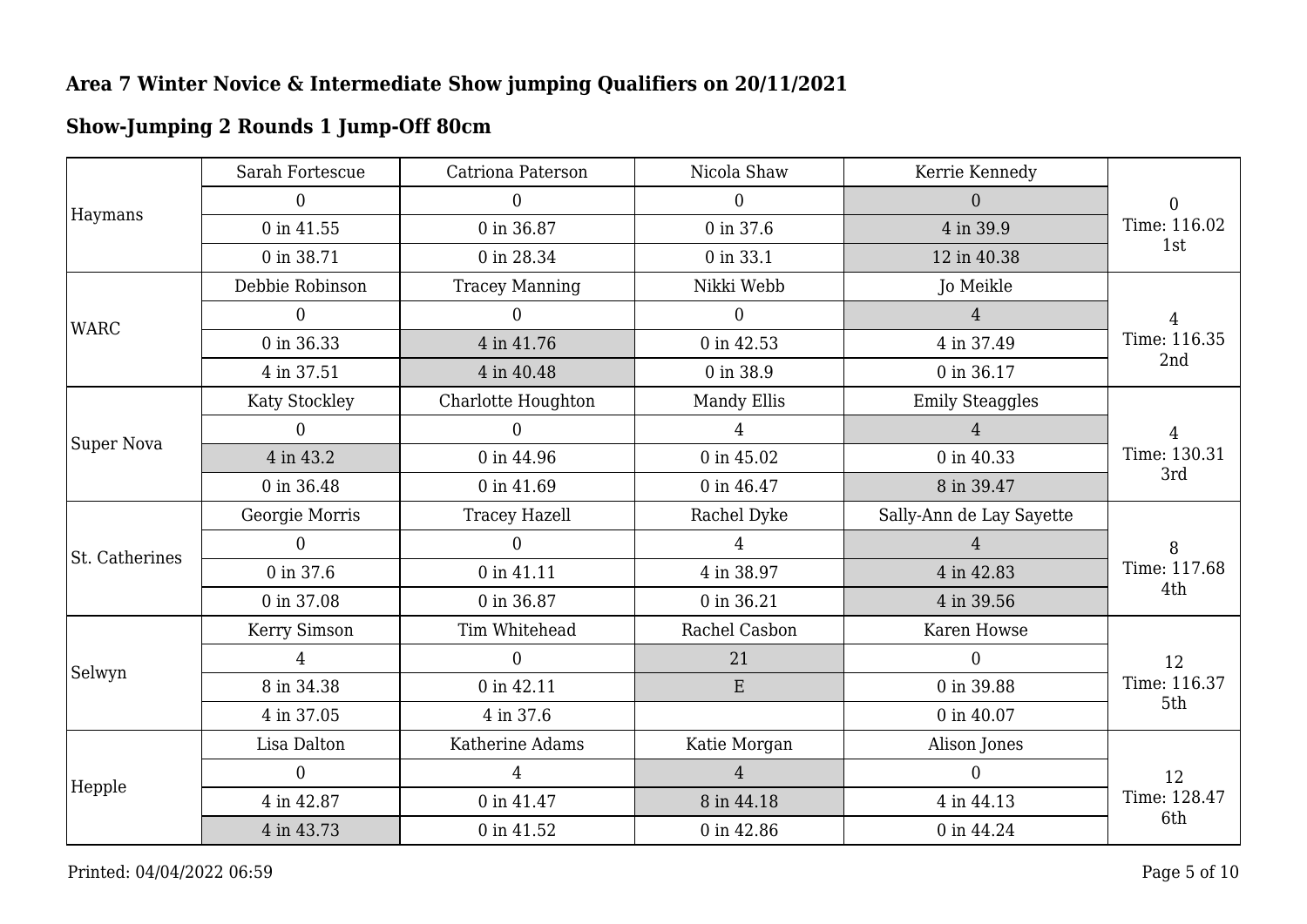## Area 7 Winter Novice & Intermediate Show jumping Qualifiers on 20/11/2021

## Show-Jumping 2 Rounds 1 Jump-Off 80cm

| Team | Rider 1 | Rider 2 | Rider 3 | Rider 4 | Result |
|---|---|---|---|---|---|
| Haymans | Sarah Fortescue | Catriona Paterson | Nicola Shaw | Kerrie Kennedy | 0<br>Time: 116.02<br>1st |
| | 0 | 0 | 0 | 0 | |
| | 0 in 41.55 | 0 in 36.87 | 0 in 37.6 | 4 in 39.9 | |
| | 0 in 38.71 | 0 in 28.34 | 0 in 33.1 | 12 in 40.38 | |
| WARC | Debbie Robinson | Tracey Manning | Nikki Webb | Jo Meikle | 4<br>Time: 116.35<br>2nd |
| | 0 | 0 | 0 | 4 | |
| | 0 in 36.33 | 4 in 41.76 | 0 in 42.53 | 4 in 37.49 | |
| | 4 in 37.51 | 4 in 40.48 | 0 in 38.9 | 0 in 36.17 | |
| Super Nova | Katy Stockley | Charlotte Houghton | Mandy Ellis | Emily Steaggles | 4<br>Time: 130.31<br>3rd |
| | 0 | 0 | 4 | 4 | |
| | 4 in 43.2 | 0 in 44.96 | 0 in 45.02 | 0 in 40.33 | |
| | 0 in 36.48 | 0 in 41.69 | 0 in 46.47 | 8 in 39.47 | |
| St. Catherines | Georgie Morris | Tracey Hazell | Rachel Dyke | Sally-Ann de Lay Sayette | 8<br>Time: 117.68<br>4th |
| | 0 | 0 | 4 | 4 | |
| | 0 in 37.6 | 0 in 41.11 | 4 in 38.97 | 4 in 42.83 | |
| | 0 in 37.08 | 0 in 36.87 | 0 in 36.21 | 4 in 39.56 | |
| Selwyn | Kerry Simson | Tim Whitehead | Rachel Casbon | Karen Howse | 12<br>Time: 116.37<br>5th |
| | 4 | 0 | 21 | 0 | |
| | 8 in 34.38 | 0 in 42.11 | E | 0 in 39.88 | |
| | 4 in 37.05 | 4 in 37.6 | | 0 in 40.07 | |
| Hepple | Lisa Dalton | Katherine Adams | Katie Morgan | Alison Jones | 12<br>Time: 128.47<br>6th |
| | 0 | 4 | 4 | 0 | |
| | 4 in 42.87 | 0 in 41.47 | 8 in 44.18 | 4 in 44.13 | |
| | 4 in 43.73 | 0 in 41.52 | 0 in 42.86 | 0 in 44.24 | |

Printed: 04/04/2022 06:59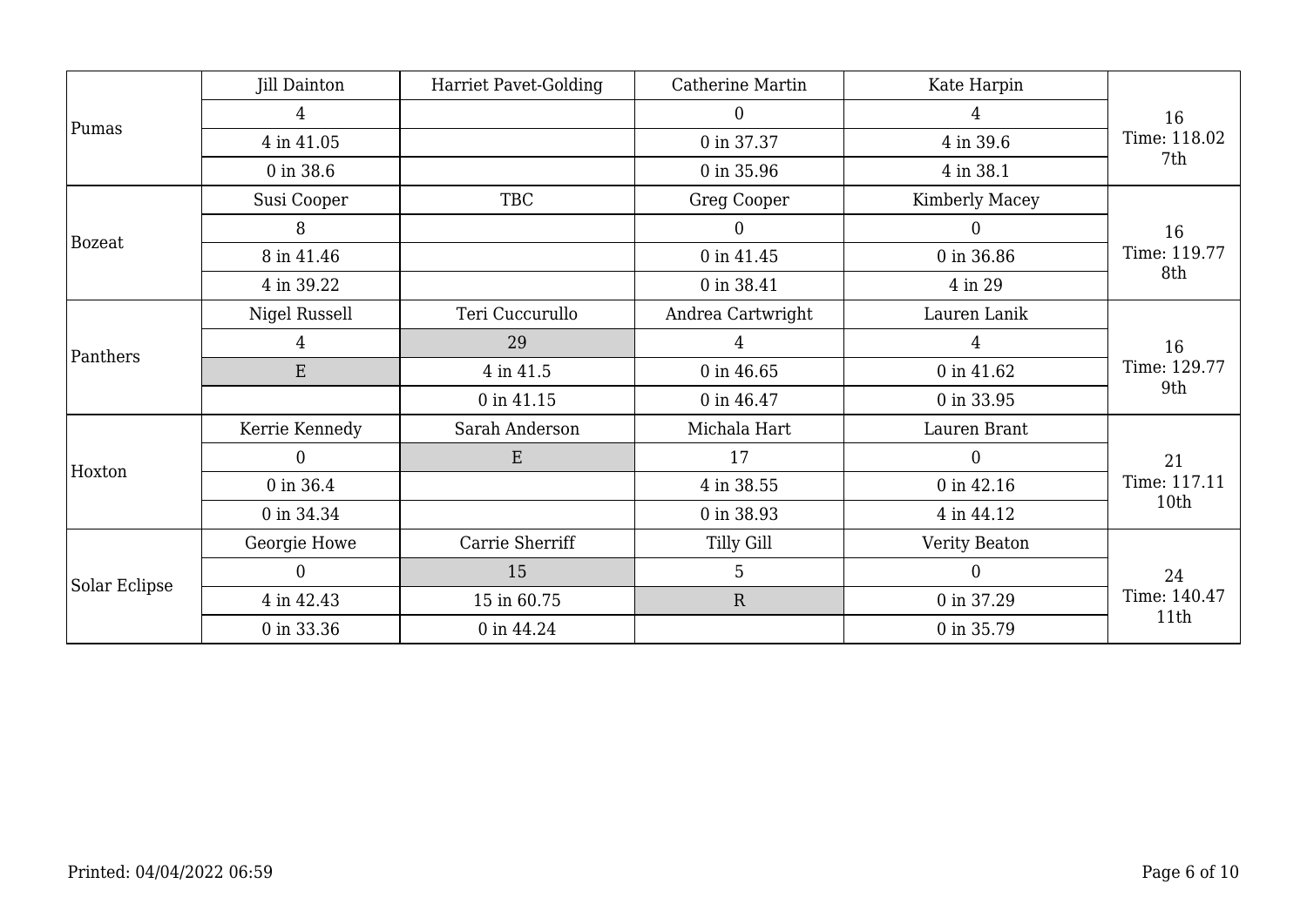| Team | Rider 1 | Rider 2 | Rider 3 | Rider 4 | Result |
|---|---|---|---|---|---|
| Pumas | Jill Dainton | Harriet Pavet-Golding | Catherine Martin | Kate Harpin | 16<br>Time: 118.02<br>7th |
| | 4 | | 0 | 4 | |
| | 4 in 41.05 | | 0 in 37.37 | 4 in 39.6 | |
| | 0 in 38.6 | | 0 in 35.96 | 4 in 38.1 | |
| Bozeat | Susi Cooper | TBC | Greg Cooper | Kimberly Macey | 16<br>Time: 119.77<br>8th |
| | 8 | | 0 | 0 | |
| | 8 in 41.46 | | 0 in 41.45 | 0 in 36.86 | |
| | 4 in 39.22 | | 0 in 38.41 | 4 in 29 | |
| Panthers | Nigel Russell | Teri Cuccurullo | Andrea Cartwright | Lauren Lanik | 16<br>Time: 129.77<br>9th |
| | 4 | 29 | 4 | 4 | |
| | E | 4 in 41.5 | 0 in 46.65 | 0 in 41.62 | |
| | | 0 in 41.15 | 0 in 46.47 | 0 in 33.95 | |
| Hoxton | Kerrie Kennedy | Sarah Anderson | Michala Hart | Lauren Brant | 21<br>Time: 117.11<br>10th |
| | 0 | E | 17 | 0 | |
| | 0 in 36.4 | | 4 in 38.55 | 0 in 42.16 | |
| | 0 in 34.34 | | 0 in 38.93 | 4 in 44.12 | |
| Solar Eclipse | Georgie Howe | Carrie Sherriff | Tilly Gill | Verity Beaton | 24<br>Time: 140.47<br>11th |
| | 0 | 15 | 5 | 0 | |
| | 4 in 42.43 | 15 in 60.75 | R | 0 in 37.29 | |
| | 0 in 33.36 | 0 in 44.24 | | 0 in 35.79 | |

Printed: 04/04/2022 06:59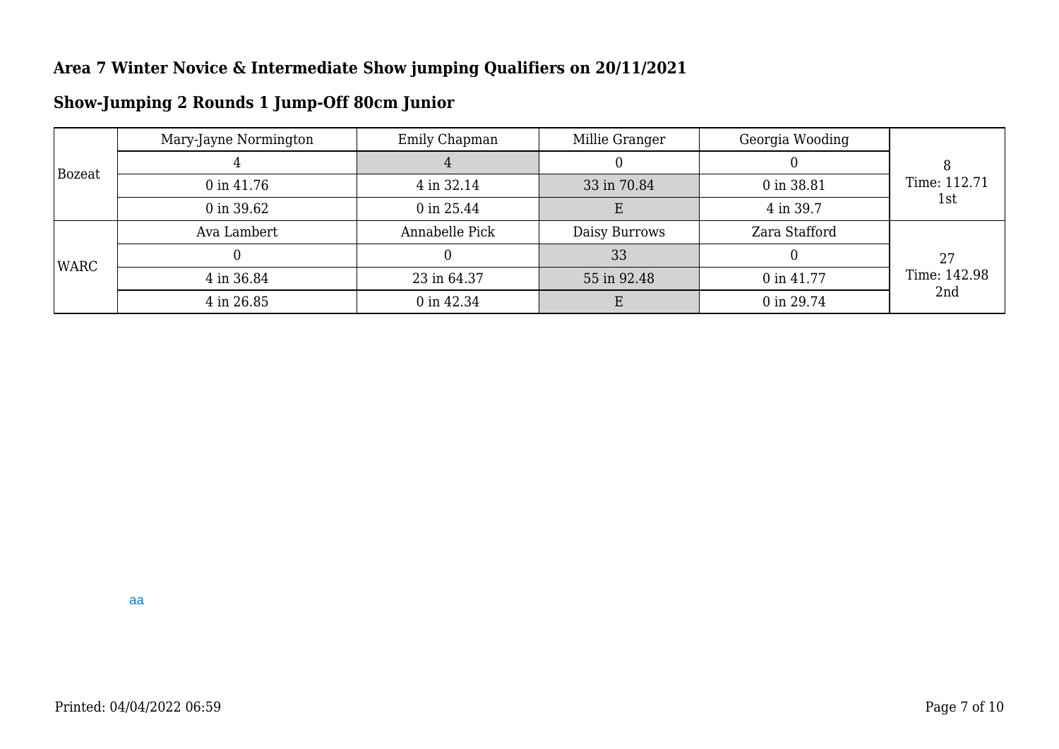### Area 7 Winter Novice & Intermediate Show jumping Qualifiers on 20/11/2021

### Show-Jumping 2 Rounds 1 Jump-Off 80cm Junior

| | | | | | |
|---|---|---|---|---|---|
| Bozeat | Mary-Jayne Normington | Emily Chapman | Millie Granger | Georgia Wooding | 8<br>Time: 112.71<br>1st |
| | 4 | 4 | 0 | 0 | |
| | 0 in 41.76 | 4 in 32.14 | 33 in 70.84 | 0 in 38.81 | |
| | 0 in 39.62 | 0 in 25.44 | E | 4 in 39.7 | |
| WARC | Ava Lambert | Annabelle Pick | Daisy Burrows | Zara Stafford | 27<br>Time: 142.98<br>2nd |
| | 0 | 0 | 33 | 0 | |
| | 4 in 36.84 | 23 in 64.37 | 55 in 92.48 | 0 in 41.77 | |
| | 4 in 26.85 | 0 in 42.34 | E | 0 in 29.74 | |

aa

Printed: 04/04/2022 06:59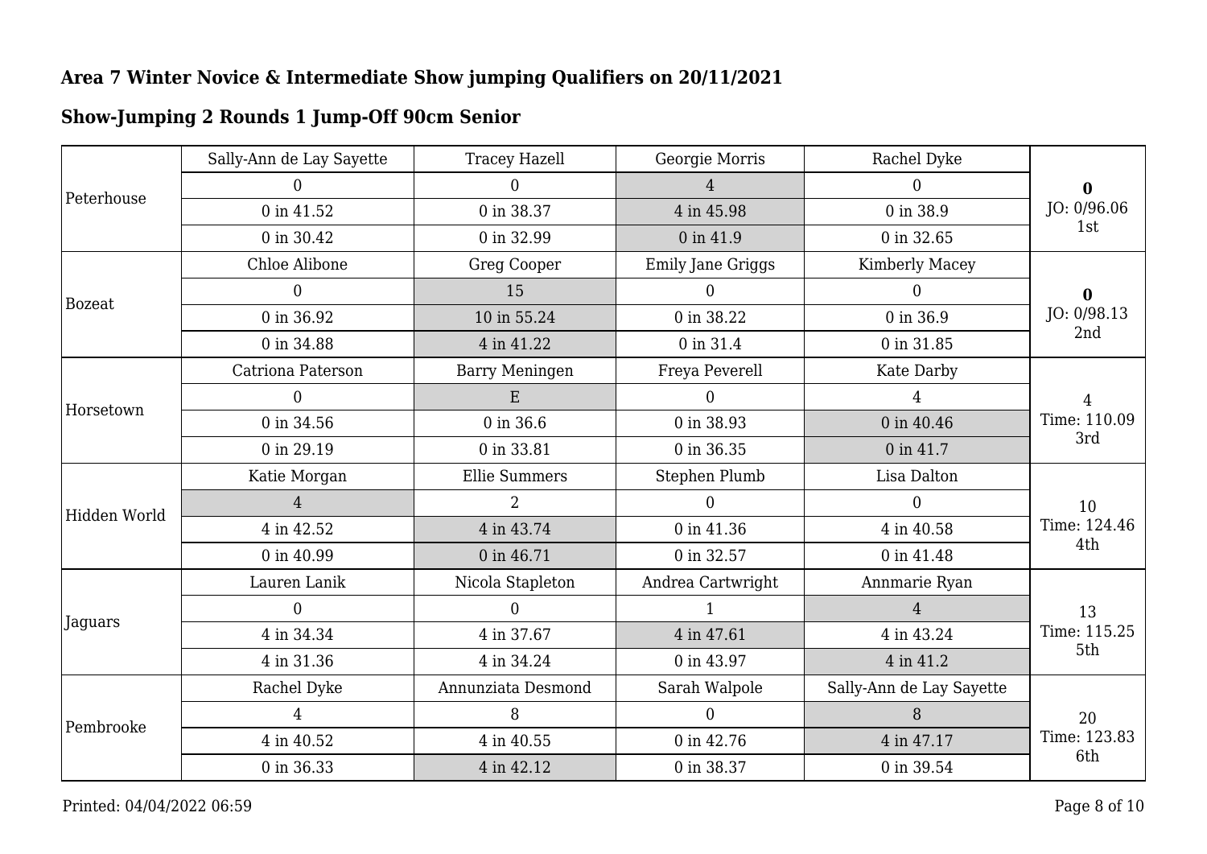## Area 7 Winter Novice & Intermediate Show jumping Qualifiers on 20/11/2021

## Show-Jumping 2 Rounds 1 Jump-Off 90cm Senior

| Team | Rider 1 | Rider 2 | Rider 3 | Rider 4 | Result |
|---|---|---|---|---|---|
| Peterhouse | Sally-Ann de Lay Sayette | Tracey Hazell | Georgie Morris | Rachel Dyke | **0**<br>JO: 0/96.06<br>1st |
| | 0 | 0 | 4 | 0 | |
| | 0 in 41.52 | 0 in 38.37 | 4 in 45.98 | 0 in 38.9 | |
| | 0 in 30.42 | 0 in 32.99 | 0 in 41.9 | 0 in 32.65 | |
| Bozeat | Chloe Alibone | Greg Cooper | Emily Jane Griggs | Kimberly Macey | **0**<br>JO: 0/98.13<br>2nd |
| | 0 | 15 | 0 | 0 | |
| | 0 in 36.92 | 10 in 55.24 | 0 in 38.22 | 0 in 36.9 | |
| | 0 in 34.88 | 4 in 41.22 | 0 in 31.4 | 0 in 31.85 | |
| Horsetown | Catriona Paterson | Barry Meningen | Freya Peverell | Kate Darby | 4<br>Time: 110.09<br>3rd |
| | 0 | E | 0 | 4 | |
| | 0 in 34.56 | 0 in 36.6 | 0 in 38.93 | 0 in 40.46 | |
| | 0 in 29.19 | 0 in 33.81 | 0 in 36.35 | 0 in 41.7 | |
| Hidden World | Katie Morgan | Ellie Summers | Stephen Plumb | Lisa Dalton | 10<br>Time: 124.46<br>4th |
| | 4 | 2 | 0 | 0 | |
| | 4 in 42.52 | 4 in 43.74 | 0 in 41.36 | 4 in 40.58 | |
| | 0 in 40.99 | 0 in 46.71 | 0 in 32.57 | 0 in 41.48 | |
| Jaguars | Lauren Lanik | Nicola Stapleton | Andrea Cartwright | Annmarie Ryan | 13<br>Time: 115.25<br>5th |
| | 0 | 0 | 1 | 4 | |
| | 4 in 34.34 | 4 in 37.67 | 4 in 47.61 | 4 in 43.24 | |
| | 4 in 31.36 | 4 in 34.24 | 0 in 43.97 | 4 in 41.2 | |
| Pembrooke | Rachel Dyke | Annunziata Desmond | Sarah Walpole | Sally-Ann de Lay Sayette | 20<br>Time: 123.83<br>6th |
| | 4 | 8 | 0 | 8 | |
| | 4 in 40.52 | 4 in 40.55 | 0 in 42.76 | 4 in 47.17 | |
| | 0 in 36.33 | 4 in 42.12 | 0 in 38.37 | 0 in 39.54 | |

Printed: 04/04/2022 06:59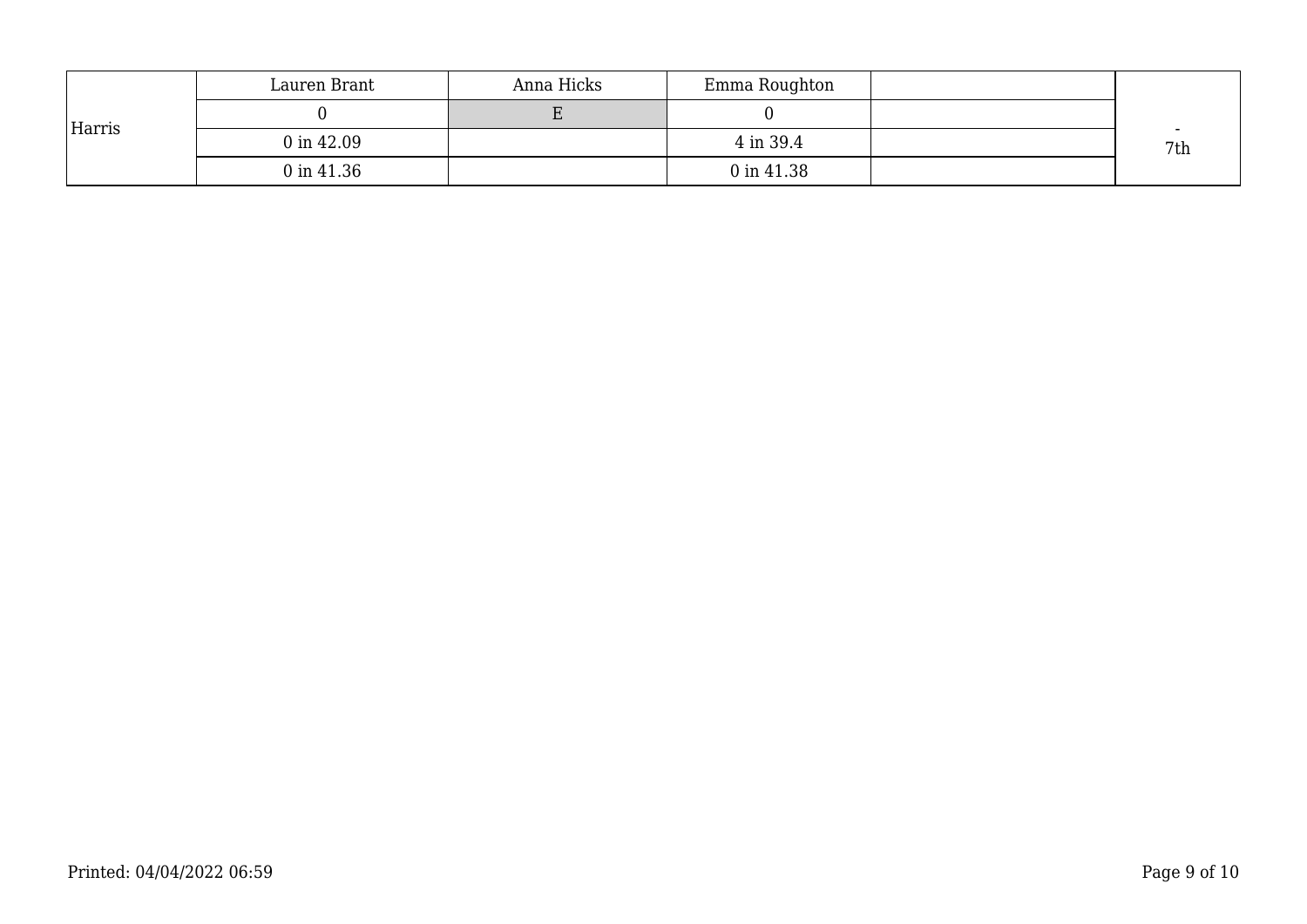| Harris | Lauren Brant | Anna Hicks | Emma Roughton | | -<br>7th |
|---|---|---|---|---|---|
| | 0 | E | 0 | | |
| | 0 in 42.09 | | 4 in 39.4 | | |
| | 0 in 41.36 | | 0 in 41.38 | | |

Printed: 04/04/2022 06:59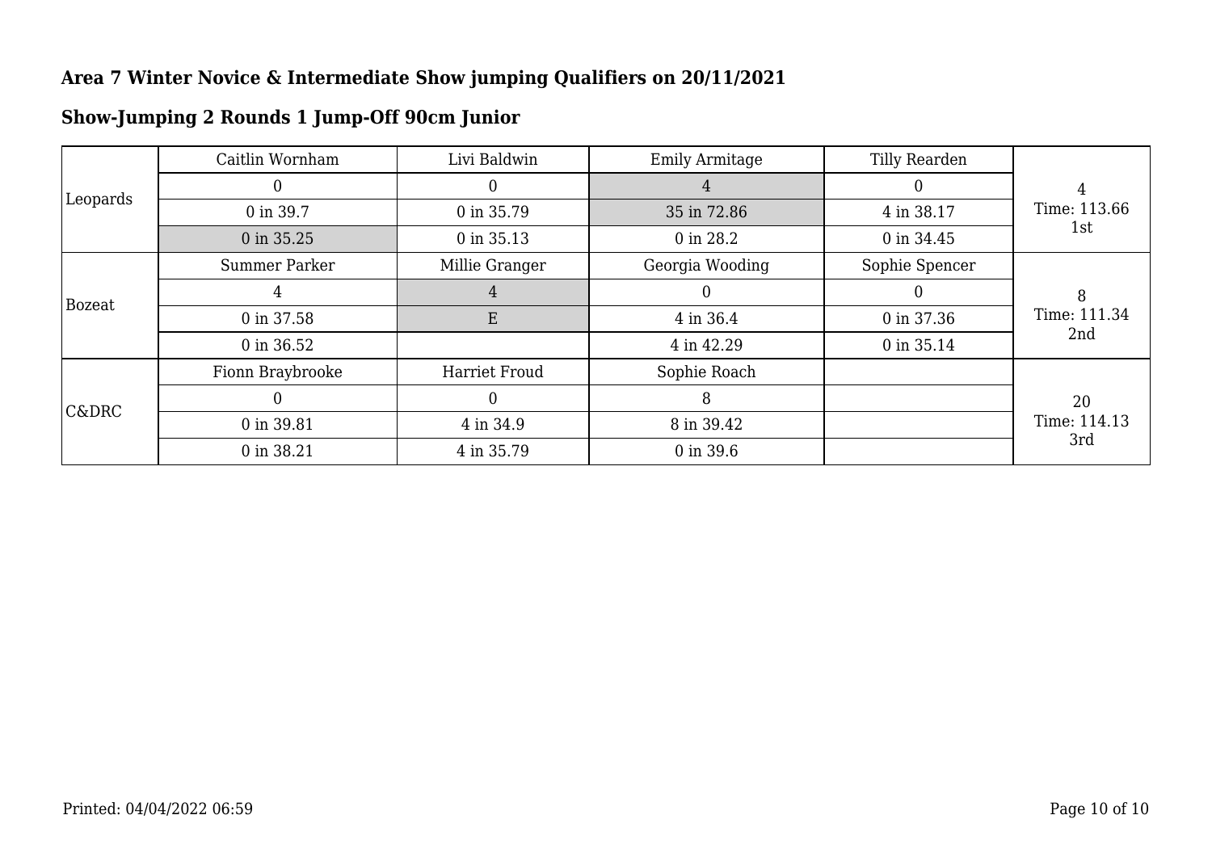### Area 7 Winter Novice & Intermediate Show jumping Qualifiers on 20/11/2021

### Show-Jumping 2 Rounds 1 Jump-Off 90cm Junior

| | | | | | |
|---|---|---|---|---|---|
| Leopards | Caitlin Wornham | Livi Baldwin | Emily Armitage | Tilly Rearden | 4<br>Time: 113.66<br>1st |
| | 0 | 0 | 4 | 0 | |
| | 0 in 39.7 | 0 in 35.79 | 35 in 72.86 | 4 in 38.17 | |
| | 0 in 35.25 | 0 in 35.13 | 0 in 28.2 | 0 in 34.45 | |
| Bozeat | Summer Parker | Millie Granger | Georgia Wooding | Sophie Spencer | 8<br>Time: 111.34<br>2nd |
| | 4 | 4 | 0 | 0 | |
| | 0 in 37.58 | E | 4 in 36.4 | 0 in 37.36 | |
| | 0 in 36.52 | | 4 in 42.29 | 0 in 35.14 | |
| C&DRC | Fionn Braybrooke | Harriet Froud | Sophie Roach | | 20<br>Time: 114.13<br>3rd |
| | 0 | 0 | 8 | | |
| | 0 in 39.81 | 4 in 34.9 | 8 in 39.42 | | |
| | 0 in 38.21 | 4 in 35.79 | 0 in 39.6 | | |

Printed: 04/04/2022 06:59